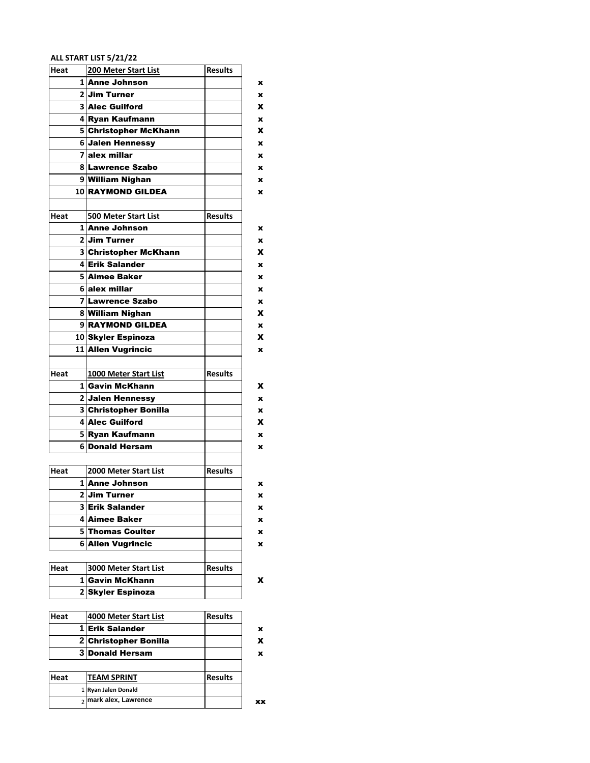**ALL START LIST 5/21/22**

| Heat | 200 Meter Start List | Results | |
|---|---|---|---|
| 1 | **Anne Johnson** | | x |
| 2 | **Jim Turner** | | x |
| 3 | **Alec Guilford** | | X |
| 4 | **Ryan Kaufmann** | | x |
| 5 | **Christopher McKhann** | | X |
| 6 | **Jalen Hennessy** | | x |
| 7 | **alex millar** | | x |
| 8 | **Lawrence Szabo** | | x |
| 9 | **William Nighan** | | x |
| 10 | **RAYMOND GILDEA** | | x |

| Heat | 500 Meter Start List | Results | |
|---|---|---|---|
| 1 | **Anne Johnson** | | x |
| 2 | **Jim Turner** | | x |
| 3 | **Christopher McKhann** | | X |
| 4 | **Erik Salander** | | x |
| 5 | **Aimee Baker** | | x |
| 6 | **alex millar** | | x |
| 7 | **Lawrence Szabo** | | x |
| 8 | **William Nighan** | | X |
| 9 | **RAYMOND GILDEA** | | x |
| 10 | **Skyler Espinoza** | | X |
| 11 | **Allen Vugrincic** | | x |

| Heat | 1000 Meter Start List | Results | |
|---|---|---|---|
| 1 | **Gavin McKhann** | | X |
| 2 | **Jalen Hennessy** | | x |
| 3 | **Christopher Bonilla** | | x |
| 4 | **Alec Guilford** | | X |
| 5 | **Ryan Kaufmann** | | x |
| 6 | **Donald Hersam** | | x |

| Heat | 2000 Meter Start List | Results | |
|---|---|---|---|
| 1 | **Anne Johnson** | | x |
| 2 | **Jim Turner** | | x |
| 3 | **Erik Salander** | | x |
| 4 | **Aimee Baker** | | x |
| 5 | **Thomas Coulter** | | x |
| 6 | **Allen Vugrincic** | | x |

| Heat | 3000 Meter Start List | Results | |
|---|---|---|---|
| 1 | **Gavin McKhann** | | X |
| 2 | **Skyler Espinoza** | | |

| Heat | 4000 Meter Start List | Results | |
|---|---|---|---|
| 1 | **Erik Salander** | | x |
| 2 | **Christopher Bonilla** | | X |
| 3 | **Donald Hersam** | | x |

| Heat | TEAM SPRINT | Results | |
|---|---|---|---|
| 1 | **Ryan Jalen Donald** | | |
| 2 | **mark alex, Lawrence** | | xx |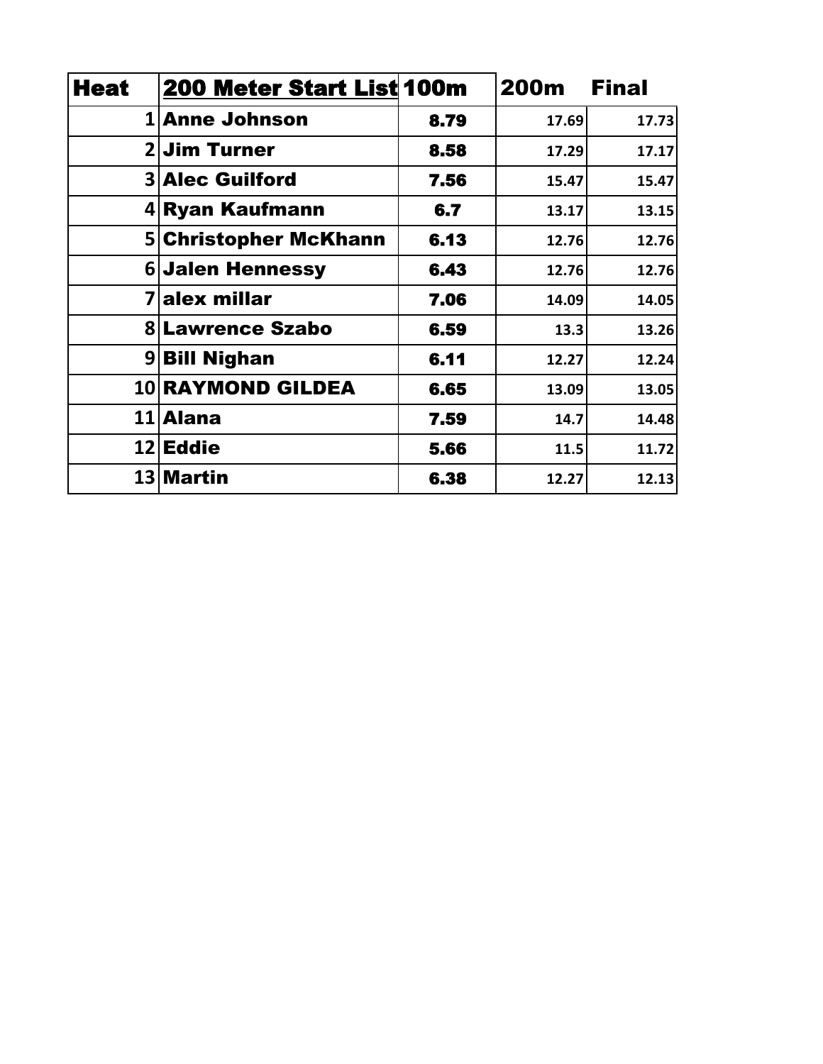| Heat | 200 Meter Start List | 100m | 200m | Final |
|---|---|---|---|---|
| 1 | Anne Johnson | 8.79 | 17.69 | 17.73 |
| 2 | Jim Turner | 8.58 | 17.29 | 17.17 |
| 3 | Alec Guilford | 7.56 | 15.47 | 15.47 |
| 4 | Ryan Kaufmann | 6.7 | 13.17 | 13.15 |
| 5 | Christopher McKhann | 6.13 | 12.76 | 12.76 |
| 6 | Jalen Hennessy | 6.43 | 12.76 | 12.76 |
| 7 | alex millar | 7.06 | 14.09 | 14.05 |
| 8 | Lawrence Szabo | 6.59 | 13.3 | 13.26 |
| 9 | Bill Nighan | 6.11 | 12.27 | 12.24 |
| 10 | RAYMOND GILDEA | 6.65 | 13.09 | 13.05 |
| 11 | Alana | 7.59 | 14.7 | 14.48 |
| 12 | Eddie | 5.66 | 11.5 | 11.72 |
| 13 | Martin | 6.38 | 12.27 | 12.13 |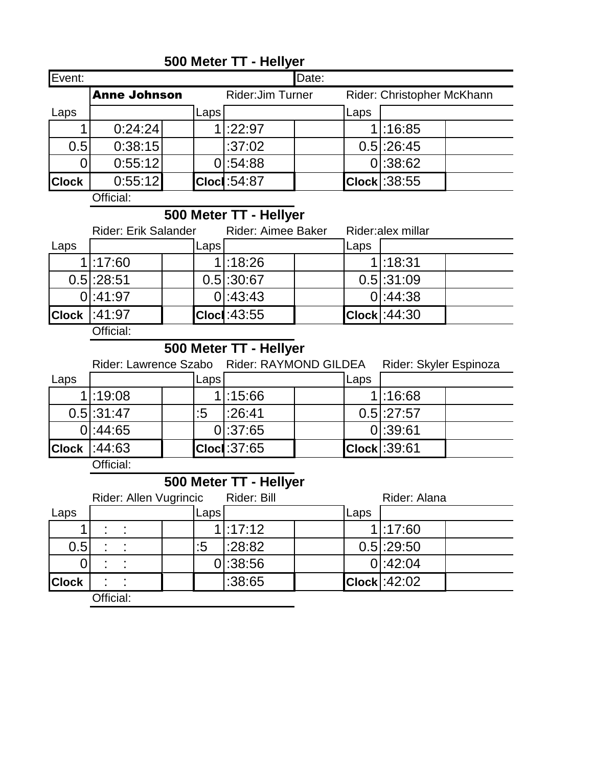## 500 Meter TT - Hellyer

| Event: | | | | | Date: | | | |
|---|---|---|---|---|---|---|---|---|
| | **Anne Johnson** | | | Rider:Jim Turner | | | Rider: Christopher McKhann | |
| Laps | | | Laps | | | Laps | | |
| 1 | 0:24:24 | | 1 | :22:97 | | 1 | :16:85 | |
| 0.5 | 0:38:15 | | | :37:02 | | 0.5 | :26:45 | |
| 0 | 0:55:12 | | 0 | :54:88 | | 0 | :38:62 | |
| **Clock** | 0:55:12 | | **Clocl** | :54:87 | | **Clock** | :38:55 | |

Official:

## 500 Meter TT - Hellyer

| | Rider: Erik Salander | | | Rider: Aimee Baker | | | Rider:alex millar | |
|---|---|---|---|---|---|---|---|---|
| Laps | | | Laps | | | Laps | | |
| 1 | :17:60 | | 1 | :18:26 | | 1 | :18:31 | |
| 0.5 | :28:51 | | 0.5 | :30:67 | | 0.5 | :31:09 | |
| 0 | :41:97 | | 0 | :43:43 | | 0 | :44:38 | |
| **Clock** | :41:97 | | **Clocl** | :43:55 | | **Clock** | :44:30 | |

Official:

## 500 Meter TT - Hellyer

| | Rider: Lawrence Szabo | | | Rider: RAYMOND GILDEA | | | Rider: Skyler Espinoza | |
|---|---|---|---|---|---|---|---|---|
| Laps | | | Laps | | | Laps | | |
| 1 | :19:08 | | 1 | :15:66 | | 1 | :16:68 | |
| 0.5 | :31:47 | | :5 | :26:41 | | 0.5 | :27:57 | |
| 0 | :44:65 | | 0 | :37:65 | | 0 | :39:61 | |
| **Clock** | :44:63 | | **Clocl** | :37:65 | | **Clock** | :39:61 | |

Official:

## 500 Meter TT - Hellyer

| | Rider: Allen Vugrincic | | | Rider: Bill | | | Rider: Alana | |
|---|---|---|---|---|---|---|---|---|
| Laps | | | Laps | | | Laps | | |
| 1 | : : | | 1 | :17:12 | | 1 | :17:60 | |
| 0.5 | : : | | :5 | :28:82 | | 0.5 | :29:50 | |
| 0 | : : | | 0 | :38:56 | | 0 | :42:04 | |
| **Clock** | : : | | | :38:65 | | **Clock** | :42:02 | |

Official: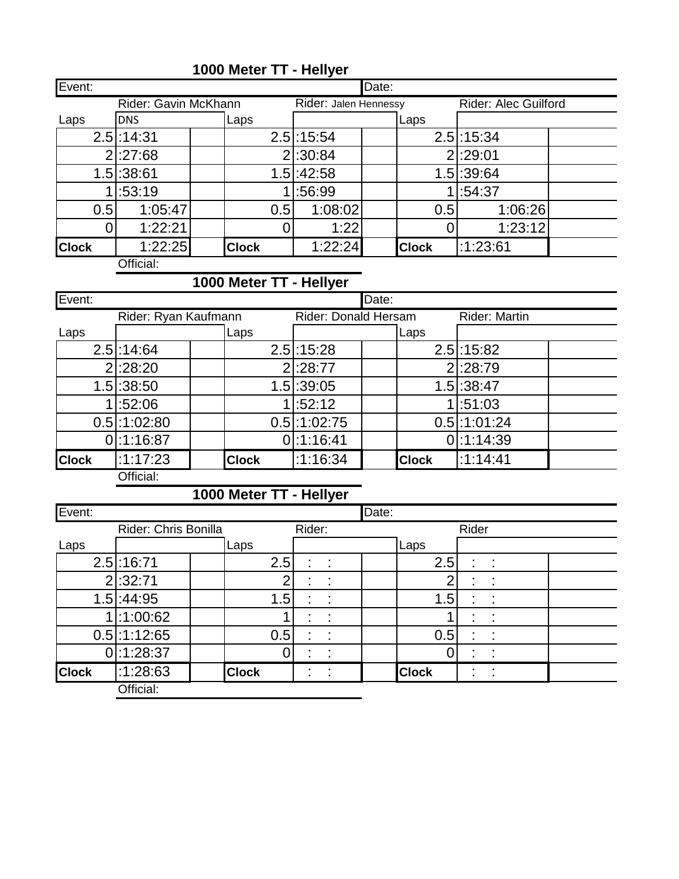### 1000 Meter TT - Hellyer

| Event: | | | | | Date: | | | |
|---|---|---|---|---|---|---|---|---|
| | Rider: Gavin McKhann | | | Rider: Jalen Hennessy | | | Rider: Alec Guilford | |
| Laps | DNS | | Laps | | | Laps | | |
| 2.5 | :14:31 | | 2.5 | :15:54 | | 2.5 | :15:34 | |
| 2 | :27:68 | | 2 | :30:84 | | 2 | :29:01 | |
| 1.5 | :38:61 | | 1.5 | :42:58 | | 1.5 | :39:64 | |
| 1 | :53:19 | | 1 | :56:99 | | 1 | :54:37 | |
| 0.5 | 1:05:47 | | 0.5 | 1:08:02 | | 0.5 | 1:06:26 | |
| 0 | 1:22:21 | | 0 | 1:22 | | 0 | 1:23:12 | |
| **Clock** | 1:22:25 | | **Clock** | 1:22:24 | | **Clock** | :1:23:61 | |
| | Official: | | | | | | | |

### 1000 Meter TT - Hellyer

| Event: | | | | | Date: | | | |
|---|---|---|---|---|---|---|---|---|
| | Rider: Ryan Kaufmann | | | Rider: Donald Hersam | | | Rider: Martin | |
| Laps | | | Laps | | | Laps | | |
| 2.5 | :14:64 | | 2.5 | :15:28 | | 2.5 | :15:82 | |
| 2 | :28:20 | | 2 | :28:77 | | 2 | :28:79 | |
| 1.5 | :38:50 | | 1.5 | :39:05 | | 1.5 | :38:47 | |
| 1 | :52:06 | | 1 | :52:12 | | 1 | :51:03 | |
| 0.5 | :1:02:80 | | 0.5 | :1:02:75 | | 0.5 | :1:01:24 | |
| 0 | :1:16:87 | | 0 | :1:16:41 | | 0 | :1:14:39 | |
| **Clock** | :1:17:23 | | **Clock** | :1:16:34 | | **Clock** | :1:14:41 | |
| | Official: | | | | | | | |

### 1000 Meter TT - Hellyer

| Event: | | | | | Date: | | | |
|---|---|---|---|---|---|---|---|---|
| | Rider: Chris Bonilla | | | Rider: | | | Rider | |
| Laps | | | Laps | | | Laps | | |
| 2.5 | :16:71 | | 2.5 | : : | | 2.5 | : : | |
| 2 | :32:71 | | 2 | : : | | 2 | : : | |
| 1.5 | :44:95 | | 1.5 | : : | | 1.5 | : : | |
| 1 | :1:00:62 | | 1 | : : | | 1 | : : | |
| 0.5 | :1:12:65 | | 0.5 | : : | | 0.5 | : : | |
| 0 | :1:28:37 | | 0 | : : | | 0 | : : | |
| **Clock** | :1:28:63 | | **Clock** | : : | | **Clock** | : : | |
| | Official: | | | | | | | |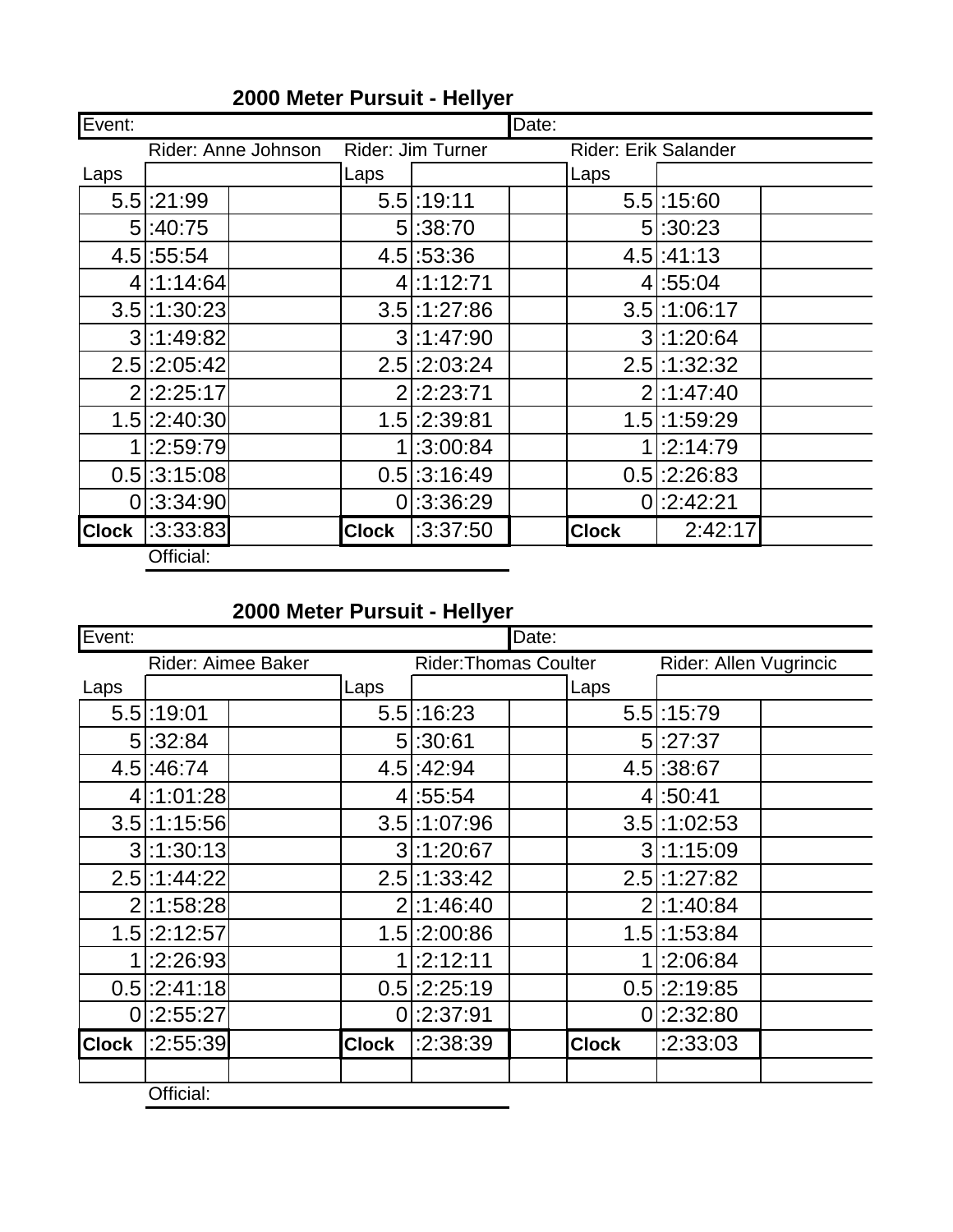## 2000 Meter Pursuit - Hellyer

| Event: | | | | | Date: | | |
|---|---|---|---|---|---|---|---|
| | Rider: Anne Johnson | | Rider: Jim Turner | | | Rider: Erik Salander | |
| Laps | | | Laps | | | Laps | |
| 5.5 | :21:99 | | 5.5 | :19:11 | | 5.5 | :15:60 |
| 5 | :40:75 | | 5 | :38:70 | | 5 | :30:23 |
| 4.5 | :55:54 | | 4.5 | :53:36 | | 4.5 | :41:13 |
| 4 | :1:14:64 | | 4 | :1:12:71 | | 4 | :55:04 |
| 3.5 | :1:30:23 | | 3.5 | :1:27:86 | | 3.5 | :1:06:17 |
| 3 | :1:49:82 | | 3 | :1:47:90 | | 3 | :1:20:64 |
| 2.5 | :2:05:42 | | 2.5 | :2:03:24 | | 2.5 | :1:32:32 |
| 2 | :2:25:17 | | 2 | :2:23:71 | | 2 | :1:47:40 |
| 1.5 | :2:40:30 | | 1.5 | :2:39:81 | | 1.5 | :1:59:29 |
| 1 | :2:59:79 | | 1 | :3:00:84 | | 1 | :2:14:79 |
| 0.5 | :3:15:08 | | 0.5 | :3:16:49 | | 0.5 | :2:26:83 |
| 0 | :3:34:90 | | 0 | :3:36:29 | | 0 | :2:42:21 |
| **Clock** | :3:33:83 | | **Clock** | :3:37:50 | | **Clock** | 2:42:17 |

Official:

## 2000 Meter Pursuit - Hellyer

| Event: | | | | | Date: | | |
|---|---|---|---|---|---|---|---|
| | Rider: Aimee Baker | | | Rider:Thomas Coulter | | | Rider: Allen Vugrincic |
| Laps | | | Laps | | | Laps | |
| 5.5 | :19:01 | | 5.5 | :16:23 | | 5.5 | :15:79 |
| 5 | :32:84 | | 5 | :30:61 | | 5 | :27:37 |
| 4.5 | :46:74 | | 4.5 | :42:94 | | 4.5 | :38:67 |
| 4 | :1:01:28 | | 4 | :55:54 | | 4 | :50:41 |
| 3.5 | :1:15:56 | | 3.5 | :1:07:96 | | 3.5 | :1:02:53 |
| 3 | :1:30:13 | | 3 | :1:20:67 | | 3 | :1:15:09 |
| 2.5 | :1:44:22 | | 2.5 | :1:33:42 | | 2.5 | :1:27:82 |
| 2 | :1:58:28 | | 2 | :1:46:40 | | 2 | :1:40:84 |
| 1.5 | :2:12:57 | | 1.5 | :2:00:86 | | 1.5 | :1:53:84 |
| 1 | :2:26:93 | | 1 | :2:12:11 | | 1 | :2:06:84 |
| 0.5 | :2:41:18 | | 0.5 | :2:25:19 | | 0.5 | :2:19:85 |
| 0 | :2:55:27 | | 0 | :2:37:91 | | 0 | :2:32:80 |
| **Clock** | :2:55:39 | | **Clock** | :2:38:39 | | **Clock** | :2:33:03 |

Official: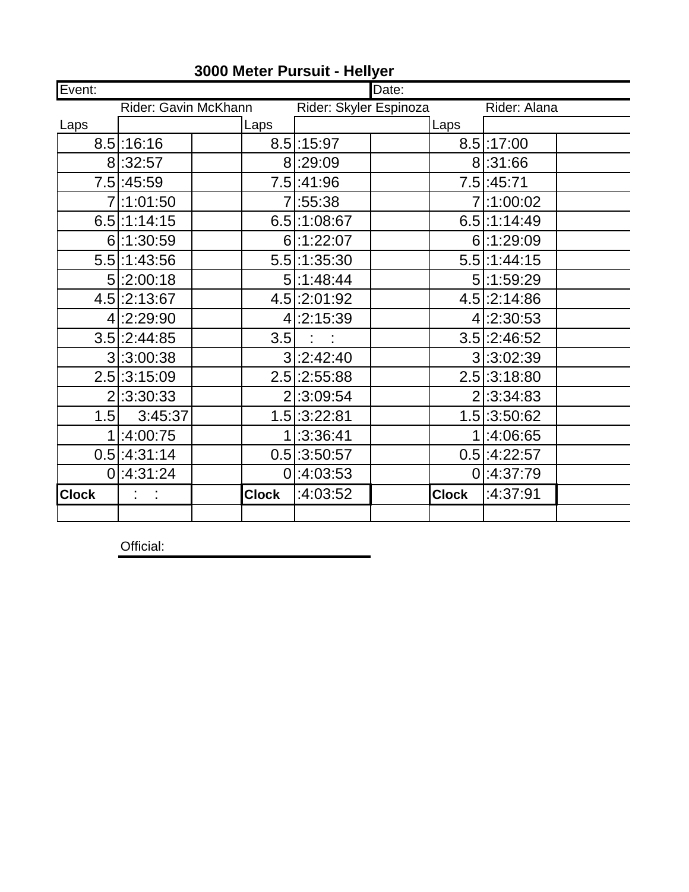# 3000 Meter Pursuit - Hellyer

| Event: | | | | | | Date: | | |
|---|---|---|---|---|---|---|---|---|
| | Rider: Gavin McKhann | | | Rider: Skyler Espinoza | | | Rider: Alana | |
| Laps | | | Laps | | | Laps | | |
| 8.5 | :16:16 | | 8.5 | :15:97 | | 8.5 | :17:00 | |
| 8 | :32:57 | | 8 | :29:09 | | 8 | :31:66 | |
| 7.5 | :45:59 | | 7.5 | :41:96 | | 7.5 | :45:71 | |
| 7 | :1:01:50 | | 7 | :55:38 | | 7 | :1:00:02 | |
| 6.5 | :1:14:15 | | 6.5 | :1:08:67 | | 6.5 | :1:14:49 | |
| 6 | :1:30:59 | | 6 | :1:22:07 | | 6 | :1:29:09 | |
| 5.5 | :1:43:56 | | 5.5 | :1:35:30 | | 5.5 | :1:44:15 | |
| 5 | :2:00:18 | | 5 | :1:48:44 | | 5 | :1:59:29 | |
| 4.5 | :2:13:67 | | 4.5 | :2:01:92 | | 4.5 | :2:14:86 | |
| 4 | :2:29:90 | | 4 | :2:15:39 | | 4 | :2:30:53 | |
| 3.5 | :2:44:85 | | 3.5 | : : | | 3.5 | :2:46:52 | |
| 3 | :3:00:38 | | 3 | :2:42:40 | | 3 | :3:02:39 | |
| 2.5 | :3:15:09 | | 2.5 | :2:55:88 | | 2.5 | :3:18:80 | |
| 2 | :3:30:33 | | 2 | :3:09:54 | | 2 | :3:34:83 | |
| 1.5 | 3:45:37 | | 1.5 | :3:22:81 | | 1.5 | :3:50:62 | |
| 1 | :4:00:75 | | 1 | :3:36:41 | | 1 | :4:06:65 | |
| 0.5 | :4:31:14 | | 0.5 | :3:50:57 | | 0.5 | :4:22:57 | |
| 0 | :4:31:24 | | 0 | :4:03:53 | | 0 | :4:37:79 | |
| **Clock** | : : | | **Clock** | :4:03:52 | | **Clock** | :4:37:91 | |
| | | | | | | | | |

Official: ______________________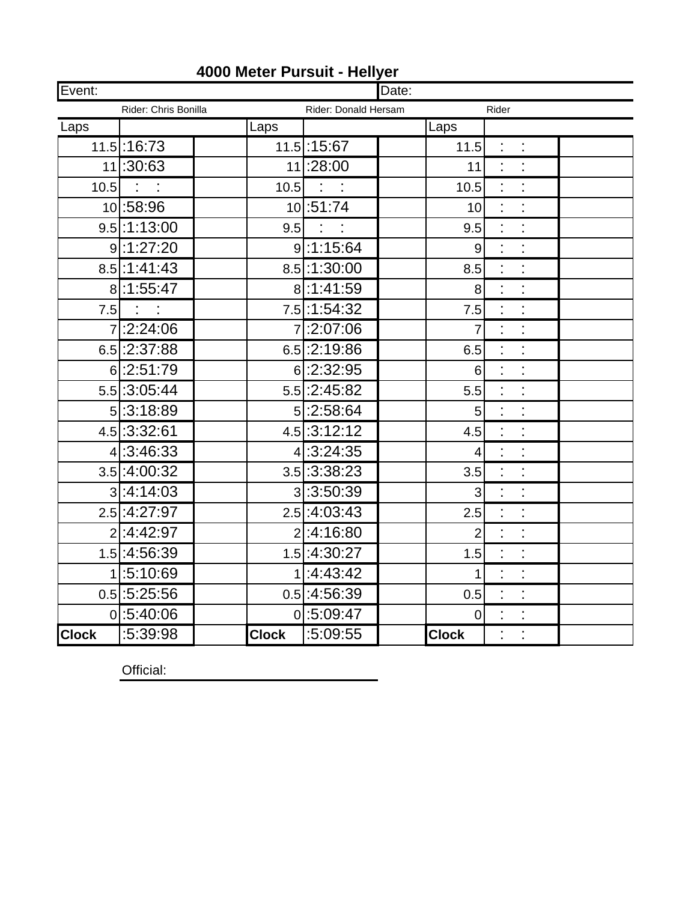# 4000 Meter Pursuit - Hellyer

| Event: | | | | | | Date: | | | |
|---|---|---|---|---|---|---|---|---|---|
| | Rider: Chris Bonilla | | | Rider: Donald Hersam | | | Rider | | |
| Laps | | | Laps | | | | Laps | | |
| 11.5 | :16:73 | | 11.5 | :15:67 | | | 11.5 | : : | |
| 11 | :30:63 | | 11 | :28:00 | | | 11 | : : | |
| 10.5 | : : | | 10.5 | : : | | | 10.5 | : : | |
| 10 | :58:96 | | 10 | :51:74 | | | 10 | : : | |
| 9.5 | :1:13:00 | | 9.5 | : : | | | 9.5 | : : | |
| 9 | :1:27:20 | | 9 | :1:15:64 | | | 9 | : : | |
| 8.5 | :1:41:43 | | 8.5 | :1:30:00 | | | 8.5 | : : | |
| 8 | :1:55:47 | | 8 | :1:41:59 | | | 8 | : : | |
| 7.5 | : : | | 7.5 | :1:54:32 | | | 7.5 | : : | |
| 7 | :2:24:06 | | 7 | :2:07:06 | | | 7 | : : | |
| 6.5 | :2:37:88 | | 6.5 | :2:19:86 | | | 6.5 | : : | |
| 6 | :2:51:79 | | 6 | :2:32:95 | | | 6 | : : | |
| 5.5 | :3:05:44 | | 5.5 | :2:45:82 | | | 5.5 | : : | |
| 5 | :3:18:89 | | 5 | :2:58:64 | | | 5 | : : | |
| 4.5 | :3:32:61 | | 4.5 | :3:12:12 | | | 4.5 | : : | |
| 4 | :3:46:33 | | 4 | :3:24:35 | | | 4 | : : | |
| 3.5 | :4:00:32 | | 3.5 | :3:38:23 | | | 3.5 | : : | |
| 3 | :4:14:03 | | 3 | :3:50:39 | | | 3 | : : | |
| 2.5 | :4:27:97 | | 2.5 | :4:03:43 | | | 2.5 | : : | |
| 2 | :4:42:97 | | 2 | :4:16:80 | | | 2 | : : | |
| 1.5 | :4:56:39 | | 1.5 | :4:30:27 | | | 1.5 | : : | |
| 1 | :5:10:69 | | 1 | :4:43:42 | | | 1 | : : | |
| 0.5 | :5:25:56 | | 0.5 | :4:56:39 | | | 0.5 | : : | |
| 0 | :5:40:06 | | 0 | :5:09:47 | | | 0 | : : | |
| **Clock** | :5:39:98 | | **Clock** | :5:09:55 | | | **Clock** | : : | |

Official: ______________________________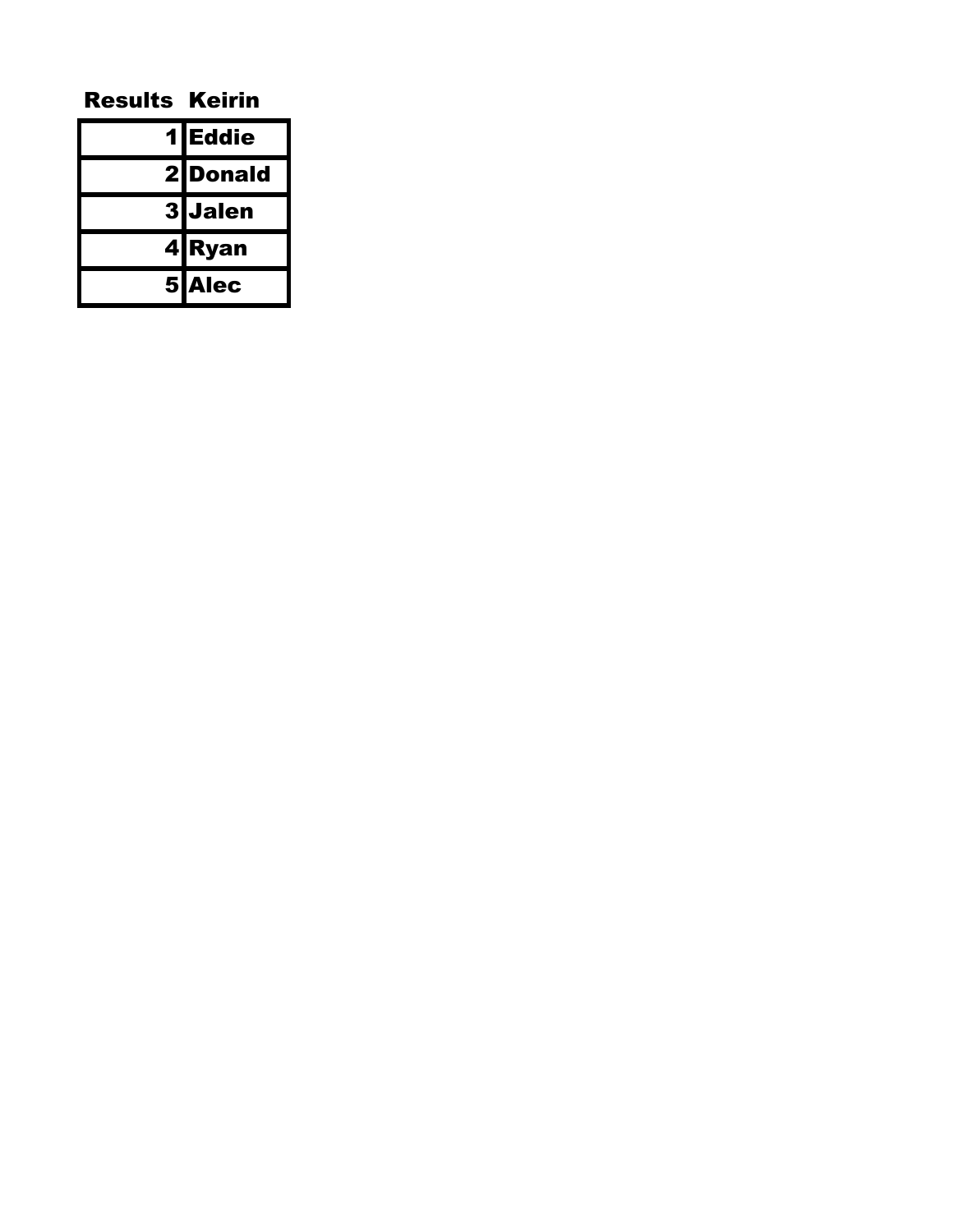**Results Keirin**

| | |
|---|---|
| 1 | Eddie |
| 2 | Donald |
| 3 | Jalen |
| 4 | Ryan |
| 5 | Alec |